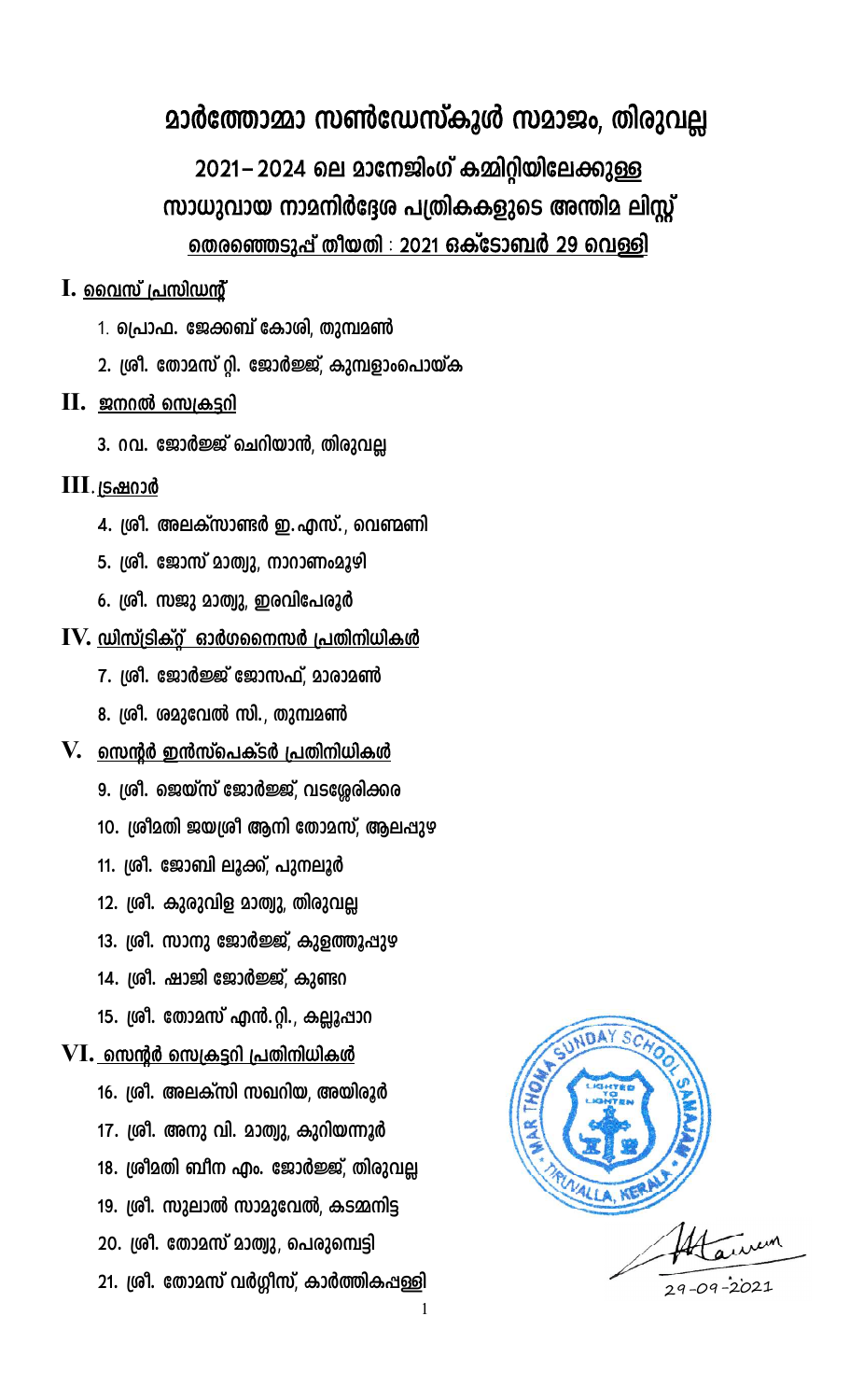# മാർത്തോമ്മാ സൺഡേസ്കൂൾ സമാജം, തിരുവല്ല

## 2021– 2024 ലെ മാനേജിംഗ് കമ്മിറ്റിയിലേക്കുള്ള സാധുവായ നാമനിർദ്ദേശ പത്രികകളുടെ അന്തിമ ലിസ്റ്റ്

**തെരഞ്ഞെടുപ്പ് തീയതി : 2021 ഒക്ടോബർ 29 വെള്ളി**

### I. വൈസ് പ്രസിഡന്റ്

1. പ്രൊഫ. ജേക്കബ് കോശി, തുമ്പമൺ
2. ശ്രീ. തോമസ് റ്റി. ജോർജ്ജ്, കുമ്പളാംപൊയ്ക

### II. ജനറൽ സെക്രട്ടറി

3. റവ. ജോർജ്ജ് ചെറിയാൻ, തിരുവല്ല

### III. ട്രഷറാർ

4. ശ്രീ. അലക്സാണ്ടർ ഇ.എസ്., വെണ്മണി
5. ശ്രീ. ജോസ് മാത്യു, നാറാണംമൂഴി
6. ശ്രീ. സജു മാത്യു, ഇരവിപേരൂർ

### IV. ഡിസ്ട്രിക്റ്റ് ഓർഗനൈസർ പ്രതിനിധികൾ

7. ശ്രീ. ജോർജ്ജ് ജോസഫ്, മാരാമൺ
8. ശ്രീ. ശമുവേൽ സി., തുമ്പമൺ

### V. സെന്റർ ഇൻസ്പെക്ടർ പ്രതിനിധികൾ

9. ശ്രീ. ജെയ്സ് ജോർജ്ജ്, വടശ്ശേരിക്കര
10. ശ്രീമതി ജയശ്രീ ആനി തോമസ്, ആലപ്പുഴ
11. ശ്രീ. ജോബി ലൂക്ക്, പുനലൂർ
12. ശ്രീ. കുരുവിള മാത്യു, തിരുവല്ല
13. ശ്രീ. സാനു ജോർജ്ജ്, കുളത്തൂപ്പുഴ
14. ശ്രീ. ഷാജി ജോർജ്ജ്, കുണ്ടറ
15. ശ്രീ. തോമസ് എൻ.റ്റി., കല്ലൂപ്പാറ

### VI. സെന്റർ സെക്രട്ടറി പ്രതിനിധികൾ

16. ശ്രീ. അലക്സി സഖറിയ, അയിരൂർ
17. ശ്രീ. അനു വി. മാത്യു, കുറിയന്നൂർ
18. ശ്രീമതി ബീന എം. ജോർജ്ജ്, തിരുവല്ല
19. ശ്രീ. സുലാൽ സാമുവേൽ, കടമ്മനിട്ട
20. ശ്രീ. തോമസ് മാത്യു, പെരുമ്പെട്ടി
21. ശ്രീ. തോമസ് വർഗ്ഗീസ്, കാർത്തികപ്പള്ളി

MAR THOMA SUNDAY SCHOOL SAMAJAM • TIRUVALLA, KERALA • LIGHTED TO LIGHTEN

29-09-2021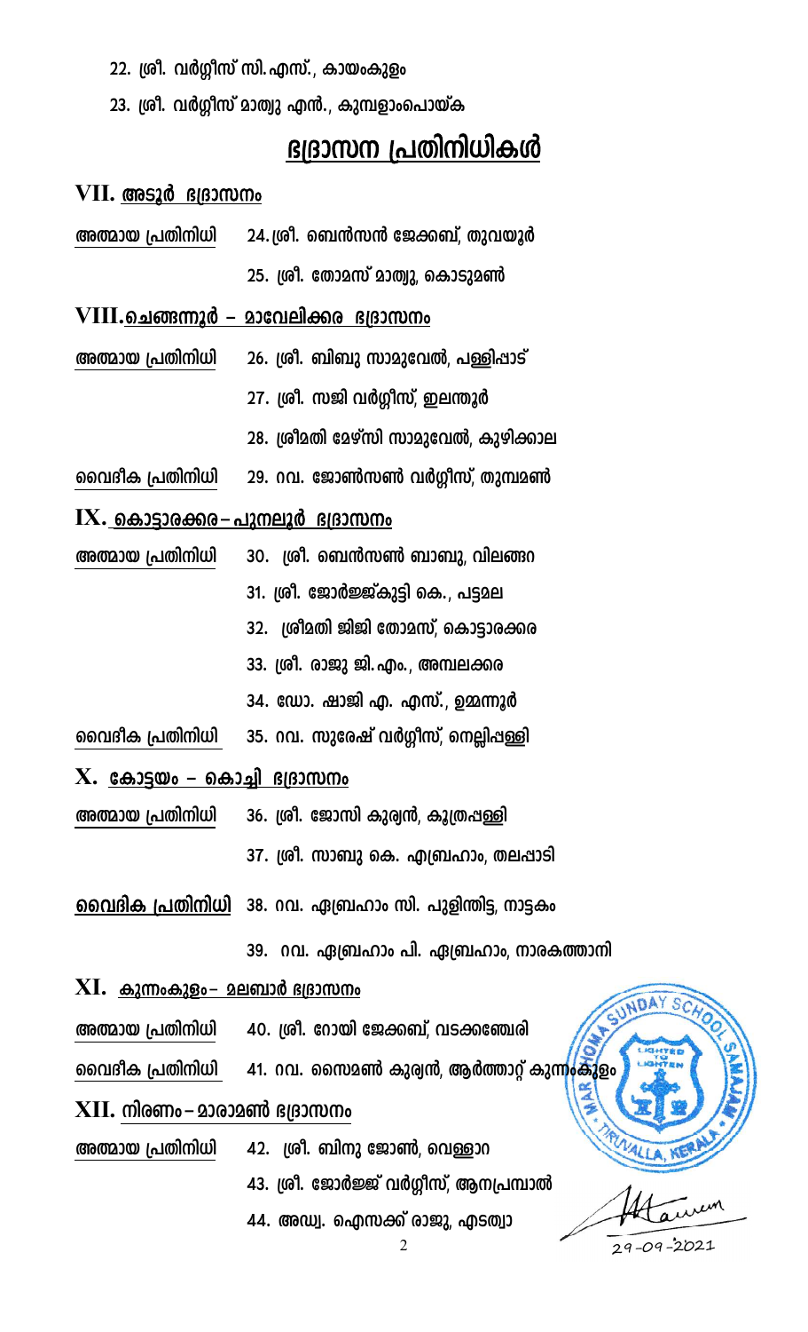22. ശ്രീ. വർഗ്ഗീസ് സി.എസ്., കായംകുളം

23. ശ്രീ. വർഗ്ഗീസ് മാത്യു എൻ., കുമ്പളാംപൊയ്ക

## ഭദ്രാസന പ്രതിനിധികൾ

### VII. അടൂർ ഭദ്രാസനം

**അത്മായ പ്രതിനിധി**
24. ശ്രീ. ബെൻസൻ ജേക്കബ്, തുവയൂർ
25. ശ്രീ. തോമസ് മാത്യു, കൊടുമൺ

### VIII. ചെങ്ങന്നൂർ – മാവേലിക്കര ഭദ്രാസനം

**അത്മായ പ്രതിനിധി**
26. ശ്രീ. ബിബു സാമുവേൽ, പള്ളിപ്പാട്
27. ശ്രീ. സജി വർഗ്ഗീസ്, ഇലന്തൂർ
28. ശ്രീമതി മേഴ്സി സാമുവേൽ, കുഴിക്കാല

**വൈദീക പ്രതിനിധി**
29. റവ. ജോൺസൺ വർഗ്ഗീസ്, തുമ്പമൺ

### IX. കൊട്ടാരക്കര – പുനലൂർ ഭദ്രാസനം

**അത്മായ പ്രതിനിധി**
30. ശ്രീ. ബെൻസൺ ബാബു, വിലങ്ങറ
31. ശ്രീ. ജോർജ്ജ്കുട്ടി കെ., പട്ടമല
32. ശ്രീമതി ജിജി തോമസ്, കൊട്ടാരക്കര
33. ശ്രീ. രാജു ജി.എം., അമ്പലക്കര
34. ഡോ. ഷാജി എ. എസ്., ഉമ്മന്നൂർ

**വൈദീക പ്രതിനിധി**
35. റവ. സുരേഷ് വർഗ്ഗീസ്, നെല്ലിപ്പള്ളി

### X. കോട്ടയം – കൊച്ചി ഭദ്രാസനം

**അത്മായ പ്രതിനിധി**
36. ശ്രീ. ജോസി കുര്യൻ, കൂത്രപ്പള്ളി
37. ശ്രീ. സാബു കെ. എബ്രഹാം, തലപ്പാടി

**വൈദിക പ്രതിനിധി**
38. റവ. ഏബ്രഹാം സി. പുളിന്തിട്ട, നാട്ടകം
39. റവ. ഏബ്രഹാം പി. ഏബ്രഹാം, നാരകത്താനി

### XI. കുന്നംകുളം – മലബാർ ഭദ്രാസനം

**അത്മായ പ്രതിനിധി**
40. ശ്രീ. റോയി ജേക്കബ്, വടക്കഞ്ചേരി

**വൈദീക പ്രതിനിധി**
41. റവ. സൈമൺ കുര്യൻ, ആർത്താറ്റ് കുന്നംകുളം

### XII. നിരണം – മാരാമൺ ഭദ്രാസനം

**അത്മായ പ്രതിനിധി**
42. ശ്രീ. ബിനു ജോൺ, വെള്ളാറ
43. ശ്രീ. ജോർജ്ജ് വർഗ്ഗീസ്, ആനപ്രമ്പാൽ
44. അഡ്വ. ഐസക്ക് രാജു, എടത്വാ

29-09-2021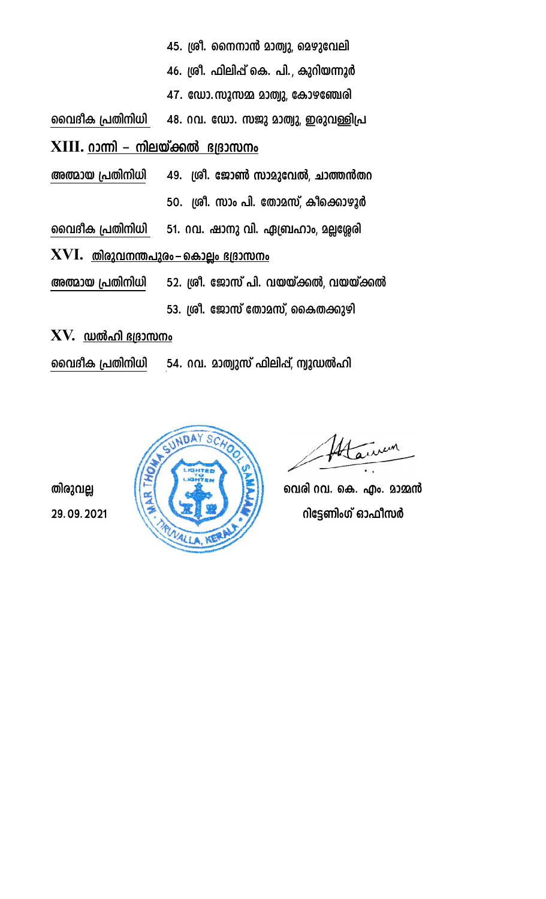45. ശ്രീ. നൈനാൻ മാത്യു, മെഴുവേലി

46. ശ്രീ. ഫിലിപ്പ് കെ. പി., കുറിയന്നൂർ

47. ഡോ. സൂസമ്മ മാത്യു, കോഴഞ്ചേരി

വൈദീക പ്രതിനിധി 48. റവ. ഡോ. സജു മാത്യു, ഇരുവള്ളിപ്ര

## XIII. റാന്നി – നിലയ്ക്കൽ ഭദ്രാസനം

അത്മായ പ്രതിനിധി 49. ശ്രീ. ജോൺ സാമുവേൽ, ചാത്തൻതറ

50. ശ്രീ. സാം പി. തോമസ്, കീക്കൊഴൂർ

വൈദീക പ്രതിനിധി 51. റവ. ഷാനു വി. ഏബ്രഹാം, മല്ലശ്ശേരി

## XVI. തിരുവനന്തപുരം – കൊല്ലം ഭദ്രാസനം

അത്മായ പ്രതിനിധി 52. ശ്രീ. ജോസ് പി. വയയ്ക്കൽ, വയയ്ക്കൽ

53. ശ്രീ. ജോസ് തോമസ്, കൈതക്കുഴി

## XV. ഡൽഹി ഭദ്രാസനം

വൈദീക പ്രതിനിധി 54. റവ. മാത്യുസ് ഫിലിപ്പ്, ന്യൂഡൽഹി

MAR THOMA SUNDAY SCHOOL SAMAJAM
LIGHTED TO LIGHTEN
TIRUVALLA, KERALA

തിരുവല്ല
29.09.2021

വെരി റവ. കെ. എം. മാമ്മൻ
റിട്ടേണിംഗ് ഓഫീസർ